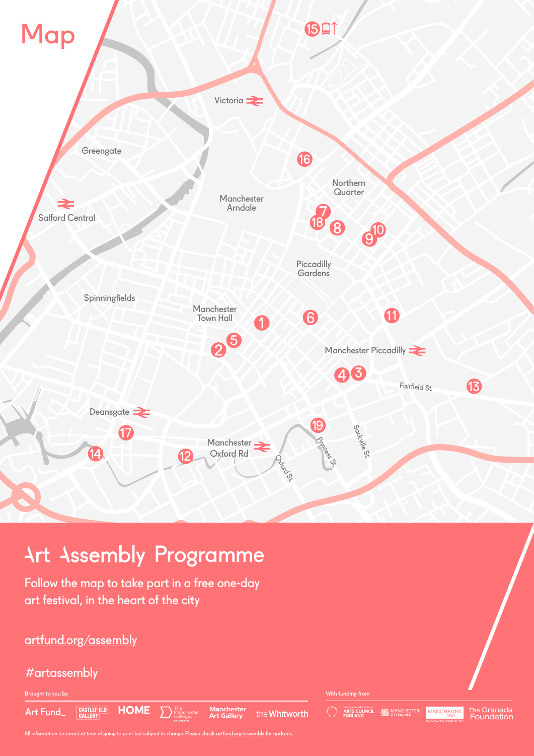# Map

Victoria

Greengate

Salford Central

Manchester Arndale

Northern Quarter

Piccadilly Gardens

Spinningfields

Manchester Town Hall

Manchester Piccadilly

Fairfield St.

Deansgate

Manchester Oxford Rd

Oxford St.

Princess St.

Sackville St.

15 16 7 18 8 9 10 11 6 1 5 2 4 3 13 19 17 14 12

# Art Assembly Programme

Follow the map to take part in a free one-day art festival, in the heart of the city

artfund.org/assembly

#artassembly

Brought to you by

Art Fund_ | Castlefield Gallery | HOME | The Manchester College | Manchester Art Gallery | the Whitworth

With funding from

Arts Council England | Manchester City Council | The University of Manchester | The Granada Foundation

All information is correct at time of going to print but subject to change. Please check artfund.org/assembly for updates.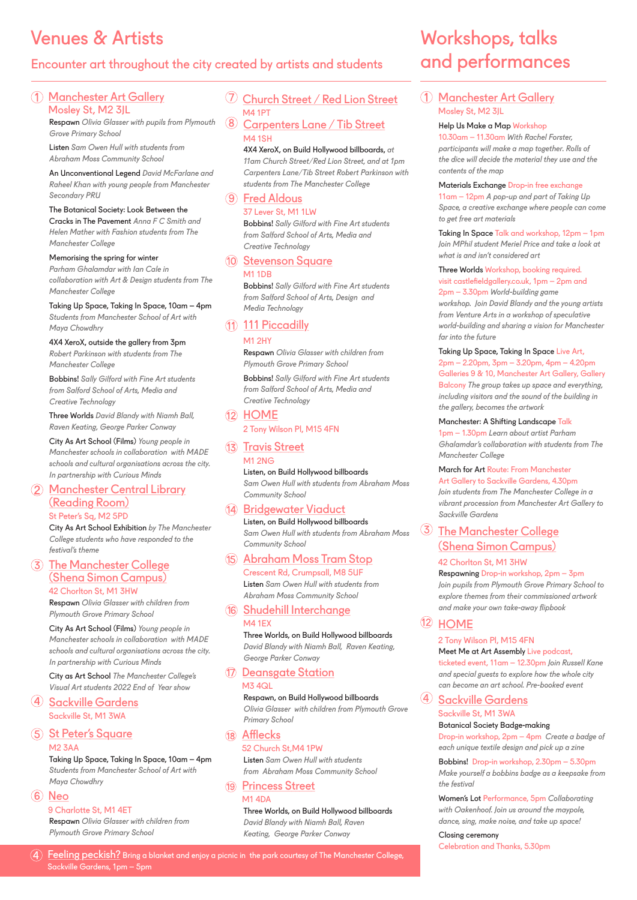# Venues & Artists

## Encounter art throughout the city created by artists and students

### ① Manchester Art Gallery
Mosley St, M2 3JL

Respawn *Olivia Glasser with pupils from Plymouth Grove Primary School*

Listen *Sam Owen Hull with students from Abraham Moss Community School*

An Unconventional Legend *David McFarlane and Raheel Khan with young people from Manchester Secondary PRU*

The Botanical Society: Look Between the Cracks in The Pavement *Anna F C Smith and Helen Mather with Fashion students from The Manchester College*

Memorising the spring for winter *Parham Ghalamdar with Ian Cale in collaboration with Art & Design students from The Manchester College*

Taking Up Space, Taking In Space, 10am – 4pm *Students from Manchester School of Art with Maya Chowdhry*

4X4 XeroX, outside the gallery from 3pm *Robert Parkinson with students from The Manchester College*

Bobbins! *Sally Gilford with Fine Art students from Salford School of Arts, Media and Creative Technology*

Three Worlds *David Blandy with Niamh Ball, Raven Keating, George Parker Conway*

City As Art School (Films) *Young people in Manchester schools in collaboration with MADE schools and cultural organisations across the city. In partnership with Curious Minds*

### ② Manchester Central Library (Reading Room)
St Peter's Sq, M2 5PD

City As Art School Exhibition *by The Manchester College students who have responded to the festival's theme*

### ③ The Manchester College (Shena Simon Campus)
42 Chorlton St, M1 3HW

Respawn *Olivia Glasser with children from Plymouth Grove Primary School*

City As Art School (Films) *Young people in Manchester schools in collaboration with MADE schools and cultural organisations across the city. In partnership with Curious Minds*

City as Art School *The Manchester College's Visual Art students 2022 End of Year show*

### ④ Sackville Gardens
Sackville St, M1 3WA

### ⑤ St Peter's Square
M2 3AA

Taking Up Space, Taking In Space, 10am – 4pm *Students from Manchester School of Art with Maya Chowdhry*

### ⑥ Neo
9 Charlotte St, M1 4ET

Respawn *Olivia Glasser with children from Plymouth Grove Primary School*

### ⑦ Church Street / Red Lion Street
M4 1PT

### ⑧ Carpenters Lane / Tib Street
M4 1SH

4X4 XeroX, on Build Hollywood billboards, *at 11am Church Street/Red Lion Street, and at 1pm Carpenters Lane/Tib Street Robert Parkinson with students from The Manchester College*

### ⑨ Fred Aldous
37 Lever St, M1 1LW

Bobbins! *Sally Gilford with Fine Art students from Salford School of Arts, Media and Creative Technology*

### ⑩ Stevenson Square
M1 1DB

Bobbins! *Sally Gilford with Fine Art students from Salford School of Arts, Design and Media Technology*

### ⑪ 111 Piccadilly
M1 2HY

Respawn *Olivia Glasser with children from Plymouth Grove Primary School*

Bobbins! *Sally Gilford with Fine Art students from Salford School of Arts, Media and Creative Technology*

### ⑫ HOME
2 Tony Wilson Pl, M15 4FN

### ⑬ Travis Street
M1 2NG

Listen, on Build Hollywood billboards *Sam Owen Hull with students from Abraham Moss Community School*

### ⑭ Bridgewater Viaduct
Listen, on Build Hollywood billboards *Sam Owen Hull with students from Abraham Moss Community School*

### ⑮ Abraham Moss Tram Stop
Crescent Rd, Crumpsall, M8 5UF

Listen *Sam Owen Hull with students from Abraham Moss Community School*

### ⑯ Shudehill Interchange
M4 1EX

Three Worlds, on Build Hollywood billboards *David Blandy with Niamh Ball, Raven Keating, George Parker Conway*

### ⑰ Deansgate Station
M3 4QL

Respawn, on Build Hollywood billboards *Olivia Glasser with children from Plymouth Grove Primary School*

### ⑱ Afflecks
52 Church St, M4 1PW

Listen *Sam Owen Hull with students from Abraham Moss Community School*

### ⑲ Princess Street
M1 4DA

Three Worlds, on Build Hollywood billboards *David Blandy with Niamh Ball, Raven Keating, George Parker Conway*

④ **Feeling peckish?** Bring a blanket and enjoy a picnic in the park courtesy of The Manchester College, Sackville Gardens, 1pm – 5pm

# Workshops, talks and performances

### ① Manchester Art Gallery
Mosley St, M2 3JL

Help Us Make a Map Workshop 10.30am – 11.30am *With Rachel Forster, participants will make a map together. Rolls of the dice will decide the material they use and the contents of the map*

Materials Exchange Drop-in free exchange 11am – 12pm *A pop-up and part of Taking Up Space, a creative exchange where people can come to get free art materials*

Taking In Space Talk and workshop, 12pm – 1pm *Join MPhil student Meriel Price and take a look at what is and isn't considered art*

Three Worlds Workshop, booking required. visit castlefieldgallery.co.uk, 1pm – 2pm and 2pm – 3.30pm *World-building game workshop. Join David Blandy and the young artists from Venture Arts in a workshop of speculative world-building and sharing a vision for Manchester far into the future*

Taking Up Space, Taking In Space Live Art, 2pm – 2.20pm, 3pm – 3.20pm, 4pm – 4.20pm Galleries 9 & 10, Manchester Art Gallery, Gallery Balcony *The group takes up space and everything, including visitors and the sound of the building in the gallery, becomes the artwork*

Manchester: A Shifting Landscape Talk 1pm – 1.30pm *Learn about artist Parham Ghalamdar's collaboration with students from The Manchester College*

March for Art Route: From Manchester Art Gallery to Sackville Gardens, 4.30pm *Join students from The Manchester College in a vibrant procession from Manchester Art Gallery to Sackville Gardens*

### ③ The Manchester College (Shena Simon Campus)
42 Chorlton St, M1 3HW

Respawning Drop-in workshop, 2pm – 3pm *Join pupils from Plymouth Grove Primary School to explore themes from their commissioned artwork and make your own take-away flipbook*

### ⑫ HOME
2 Tony Wilson Pl, M15 4FN

Meet Me at Art Assembly Live podcast, ticketed event, 11am – 12.30pm *Join Russell Kane and special guests to explore how the whole city can become an art school. Pre-booked event*

### ④ Sackville Gardens
Sackville St, M1 3WA

Botanical Society Badge-making Drop-in workshop, 2pm – 4pm *Create a badge of each unique textile design and pick up a zine*

Bobbins! Drop-in workshop, 2.30pm – 5.30pm *Make yourself a bobbins badge as a keepsake from the festival*

Women's Lot Performance, 5pm *Collaborating with Oakenhof. Join us around the maypole, dance, sing, make noise, and take up space!*

Closing ceremony Celebration and Thanks, 5.30pm